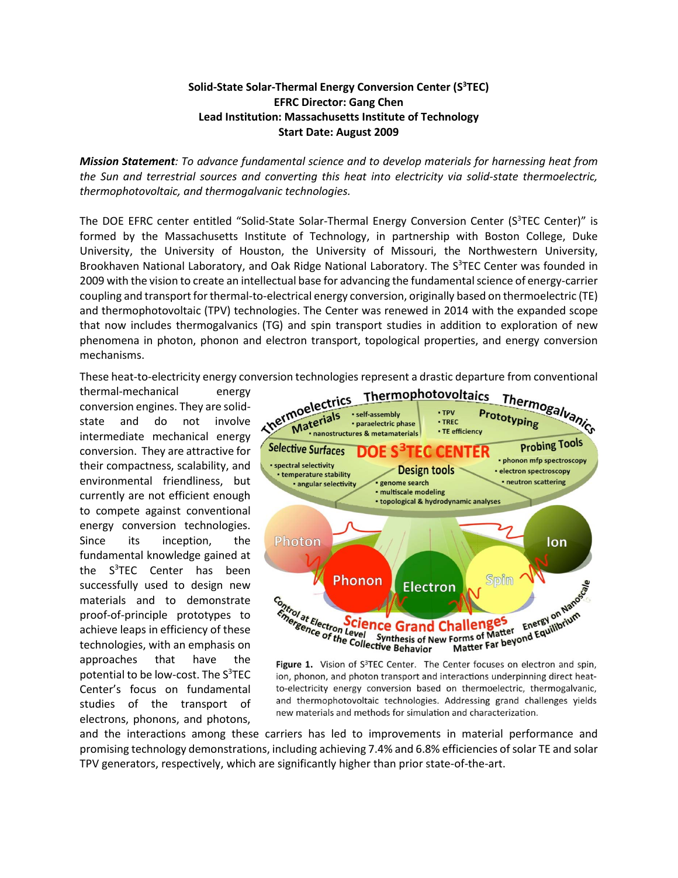**Solid-State Solar-Thermal Energy Conversion Center (S$^3$TEC)**
**EFRC Director: Gang Chen**
**Lead Institution: Massachusetts Institute of Technology**
**Start Date: August 2009**

***Mission Statement**: To advance fundamental science and to develop materials for harnessing heat from the Sun and terrestrial sources and converting this heat into electricity via solid-state thermoelectric, thermophotovoltaic, and thermogalvanic technologies.*

The DOE EFRC center entitled "Solid-State Solar-Thermal Energy Conversion Center (S$^3$TEC Center)" is formed by the Massachusetts Institute of Technology, in partnership with Boston College, Duke University, the University of Houston, the University of Missouri, the Northwestern University, Brookhaven National Laboratory, and Oak Ridge National Laboratory. The S$^3$TEC Center was founded in 2009 with the vision to create an intellectual base for advancing the fundamental science of energy-carrier coupling and transport for thermal-to-electrical energy conversion, originally based on thermoelectric (TE) and thermophotovoltaic (TPV) technologies. The Center was renewed in 2014 with the expanded scope that now includes thermogalvanics (TG) and spin transport studies in addition to exploration of new phenomena in photon, phonon and electron transport, topological properties, and energy conversion mechanisms.

These heat-to-electricity energy conversion technologies represent a drastic departure from conventional thermal-mechanical energy conversion engines. They are solid-state and do not involve intermediate mechanical energy conversion. They are attractive for their compactness, scalability, and environmental friendliness, but currently are not efficient enough to compete against conventional energy conversion technologies. Since its inception, the fundamental knowledge gained at the S$^3$TEC Center has been successfully used to design new materials and to demonstrate proof-of-principle prototypes to achieve leaps in efficiency of these technologies, with an emphasis on approaches that have the potential to be low-cost. The S$^3$TEC Center's focus on fundamental studies of the transport of electrons, phonons, and photons, and the interactions among these carriers has led to improvements in material performance and promising technology demonstrations, including achieving 7.4% and 6.8% efficiencies of solar TE and solar TPV generators, respectively, which are significantly higher than prior state-of-the-art.

**Figure 1.** Vision of S$^3$TEC Center. The Center focuses on electron and spin, ion, phonon, and photon transport and interactions underpinning direct heat-to-electricity energy conversion based on thermoelectric, thermogalvanic, and thermophotovoltaic technologies. Addressing grand challenges yields new materials and methods for simulation and characterization.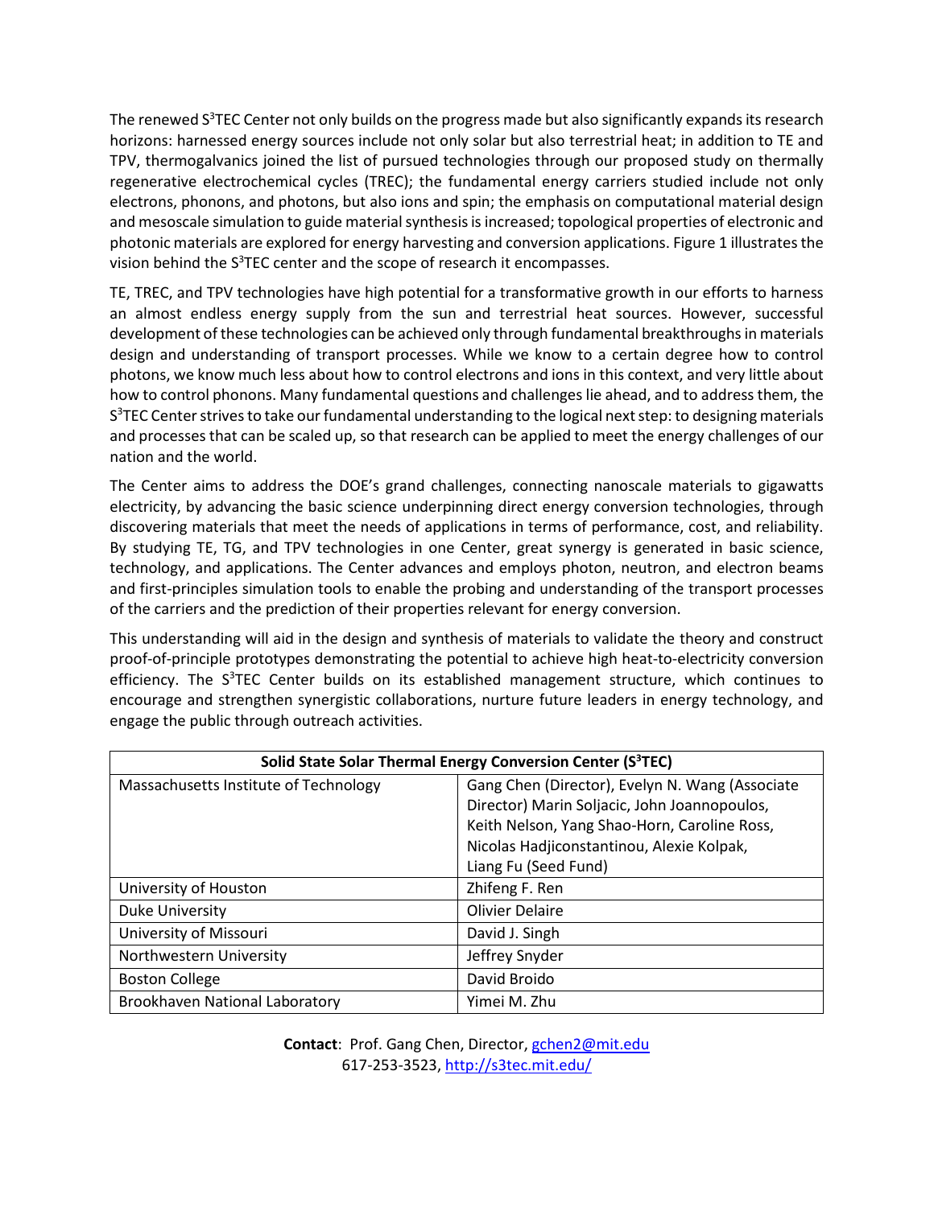The renewed $S^3$TEC Center not only builds on the progress made but also significantly expands its research horizons: harnessed energy sources include not only solar but also terrestrial heat; in addition to TE and TPV, thermogalvanics joined the list of pursued technologies through our proposed study on thermally regenerative electrochemical cycles (TREC); the fundamental energy carriers studied include not only electrons, phonons, and photons, but also ions and spin; the emphasis on computational material design and mesoscale simulation to guide material synthesis is increased; topological properties of electronic and photonic materials are explored for energy harvesting and conversion applications. Figure 1 illustrates the vision behind the $S^3$TEC center and the scope of research it encompasses.

TE, TREC, and TPV technologies have high potential for a transformative growth in our efforts to harness an almost endless energy supply from the sun and terrestrial heat sources. However, successful development of these technologies can be achieved only through fundamental breakthroughs in materials design and understanding of transport processes. While we know to a certain degree how to control photons, we know much less about how to control electrons and ions in this context, and very little about how to control phonons. Many fundamental questions and challenges lie ahead, and to address them, the $S^3$TEC Center strives to take our fundamental understanding to the logical next step: to designing materials and processes that can be scaled up, so that research can be applied to meet the energy challenges of our nation and the world.

The Center aims to address the DOE's grand challenges, connecting nanoscale materials to gigawatts electricity, by advancing the basic science underpinning direct energy conversion technologies, through discovering materials that meet the needs of applications in terms of performance, cost, and reliability. By studying TE, TG, and TPV technologies in one Center, great synergy is generated in basic science, technology, and applications. The Center advances and employs photon, neutron, and electron beams and first-principles simulation tools to enable the probing and understanding of the transport processes of the carriers and the prediction of their properties relevant for energy conversion.

This understanding will aid in the design and synthesis of materials to validate the theory and construct proof-of-principle prototypes demonstrating the potential to achieve high heat-to-electricity conversion efficiency. The $S^3$TEC Center builds on its established management structure, which continues to encourage and strengthen synergistic collaborations, nurture future leaders in energy technology, and engage the public through outreach activities.

| **Solid State Solar Thermal Energy Conversion Center ($S^3$TEC)** | |
|---|---|
| Massachusetts Institute of Technology | Gang Chen (Director), Evelyn N. Wang (Associate Director) Marin Soljacic, John Joannopoulos, Keith Nelson, Yang Shao-Horn, Caroline Ross, Nicolas Hadjiconstantinou, Alexie Kolpak, Liang Fu (Seed Fund) |
| University of Houston | Zhifeng F. Ren |
| Duke University | Olivier Delaire |
| University of Missouri | David J. Singh |
| Northwestern University | Jeffrey Snyder |
| Boston College | David Broido |
| Brookhaven National Laboratory | Yimei M. Zhu |

**Contact**: Prof. Gang Chen, Director, gchen2@mit.edu
617-253-3523, http://s3tec.mit.edu/